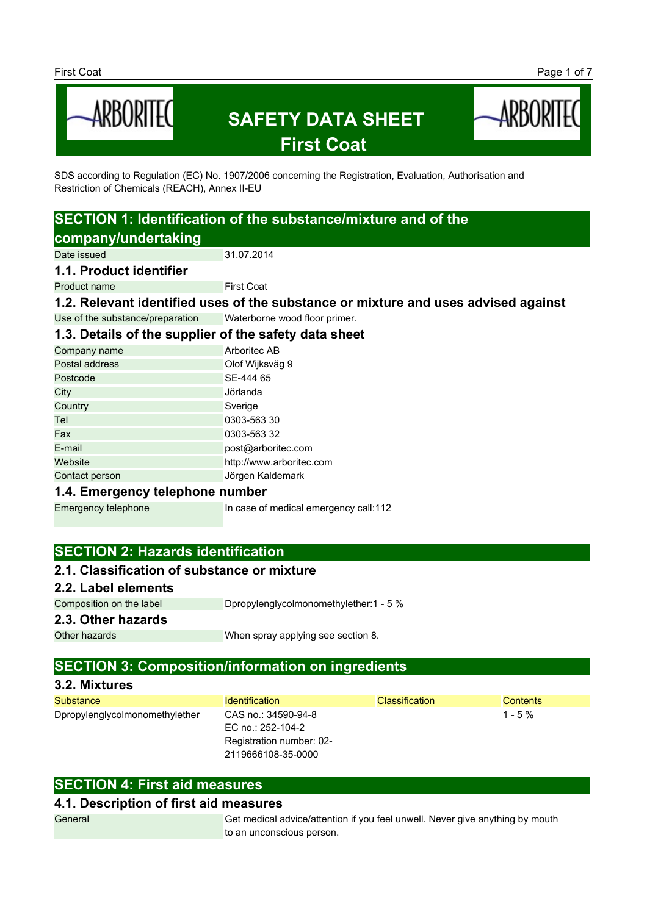# SAFETY DATA SHEET
# First Coat

SDS according to Regulation (EC) No. 1907/2006 concerning the Registration, Evaluation, Authorisation and Restriction of Chemicals (REACH), Annex II-EU

## SECTION 1: Identification of the substance/mixture and of the company/undertaking

| | |
|---|---|
| Date issued | 31.07.2014 |

### 1.1. Product identifier

| | |
|---|---|
| Product name | First Coat |

### 1.2. Relevant identified uses of the substance or mixture and uses advised against

| | |
|---|---|
| Use of the substance/preparation | Waterborne wood floor primer. |

### 1.3. Details of the supplier of the safety data sheet

| | |
|---|---|
| Company name | Arboritec AB |
| Postal address | Olof Wijksväg 9 |
| Postcode | SE-444 65 |
| City | Jörlanda |
| Country | Sverige |
| Tel | 0303-563 30 |
| Fax | 0303-563 32 |
| E-mail | post@arboritec.com |
| Website | http://www.arboritec.com |
| Contact person | Jörgen Kaldemark |

### 1.4. Emergency telephone number

| | |
|---|---|
| Emergency telephone | In case of medical emergency call:112 |

## SECTION 2: Hazards identification

### 2.1. Classification of substance or mixture

### 2.2. Label elements

| | |
|---|---|
| Composition on the label | Dpropylenglycolmonomethylether:1 - 5 % |

### 2.3. Other hazards

| | |
|---|---|
| Other hazards | When spray applying see section 8. |

## SECTION 3: Composition/information on ingredients

### 3.2. Mixtures

| Substance | Identification | Classification | Contents |
|---|---|---|---|
| Dpropylenglycolmonomethylether | CAS no.: 34590-94-8<br>EC no.: 252-104-2<br>Registration number: 02-2119666108-35-0000 | | 1 - 5 % |

## SECTION 4: First aid measures

### 4.1. Description of first aid measures

| | |
|---|---|
| General | Get medical advice/attention if you feel unwell. Never give anything by mouth to an unconscious person. |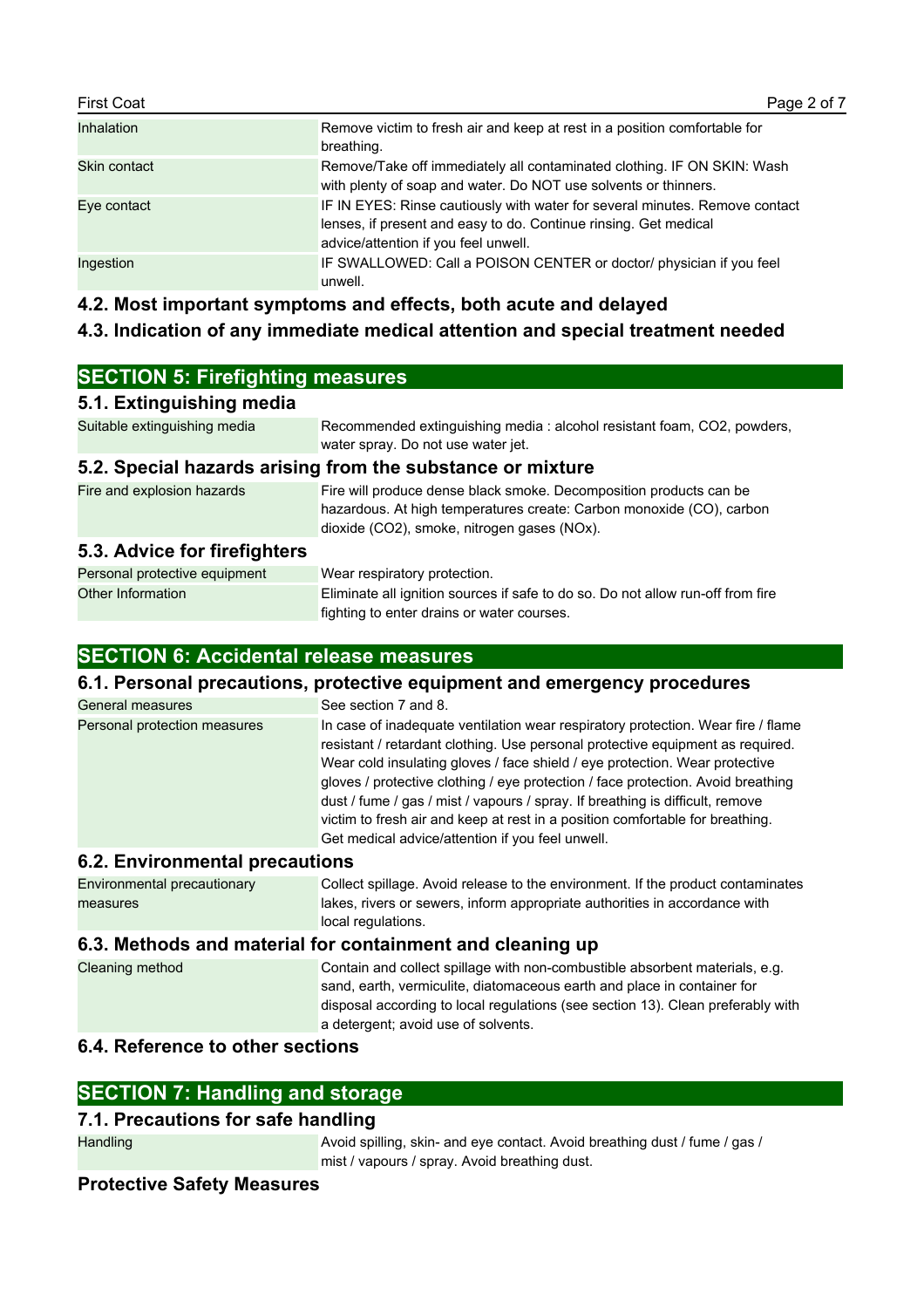| | |
|---|---|
| Inhalation | Remove victim to fresh air and keep at rest in a position comfortable for breathing. |
| Skin contact | Remove/Take off immediately all contaminated clothing. IF ON SKIN: Wash with plenty of soap and water. Do NOT use solvents or thinners. |
| Eye contact | IF IN EYES: Rinse cautiously with water for several minutes. Remove contact lenses, if present and easy to do. Continue rinsing. Get medical advice/attention if you feel unwell. |
| Ingestion | IF SWALLOWED: Call a POISON CENTER or doctor/ physician if you feel unwell. |

### 4.2. Most important symptoms and effects, both acute and delayed

### 4.3. Indication of any immediate medical attention and special treatment needed

## SECTION 5: Firefighting measures

### 5.1. Extinguishing media

| | |
|---|---|
| Suitable extinguishing media | Recommended extinguishing media : alcohol resistant foam, $CO_2$, powders, water spray. Do not use water jet. |

### 5.2. Special hazards arising from the substance or mixture

| | |
|---|---|
| Fire and explosion hazards | Fire will produce dense black smoke. Decomposition products can be hazardous. At high temperatures create: Carbon monoxide (CO), carbon dioxide ($CO_2$), smoke, nitrogen gases ($NO_x$). |

### 5.3. Advice for firefighters

| | |
|---|---|
| Personal protective equipment | Wear respiratory protection. |
| Other Information | Eliminate all ignition sources if safe to do so. Do not allow run-off from fire fighting to enter drains or water courses. |

## SECTION 6: Accidental release measures

### 6.1. Personal precautions, protective equipment and emergency procedures

| | |
|---|---|
| General measures | See section 7 and 8. |
| Personal protection measures | In case of inadequate ventilation wear respiratory protection. Wear fire / flame resistant / retardant clothing. Use personal protective equipment as required. Wear cold insulating gloves / face shield / eye protection. Wear protective gloves / protective clothing / eye protection / face protection. Avoid breathing dust / fume / gas / mist / vapours / spray. If breathing is difficult, remove victim to fresh air and keep at rest in a position comfortable for breathing. Get medical advice/attention if you feel unwell. |

### 6.2. Environmental precautions

| | |
|---|---|
| Environmental precautionary measures | Collect spillage. Avoid release to the environment. If the product contaminates lakes, rivers or sewers, inform appropriate authorities in accordance with local regulations. |

### 6.3. Methods and material for containment and cleaning up

| | |
|---|---|
| Cleaning method | Contain and collect spillage with non-combustible absorbent materials, e.g. sand, earth, vermiculite, diatomaceous earth and place in container for disposal according to local regulations (see section 13). Clean preferably with a detergent; avoid use of solvents. |

### 6.4. Reference to other sections

## SECTION 7: Handling and storage

### 7.1. Precautions for safe handling

| | |
|---|---|
| Handling | Avoid spilling, skin- and eye contact. Avoid breathing dust / fume / gas / mist / vapours / spray. Avoid breathing dust. |

### Protective Safety Measures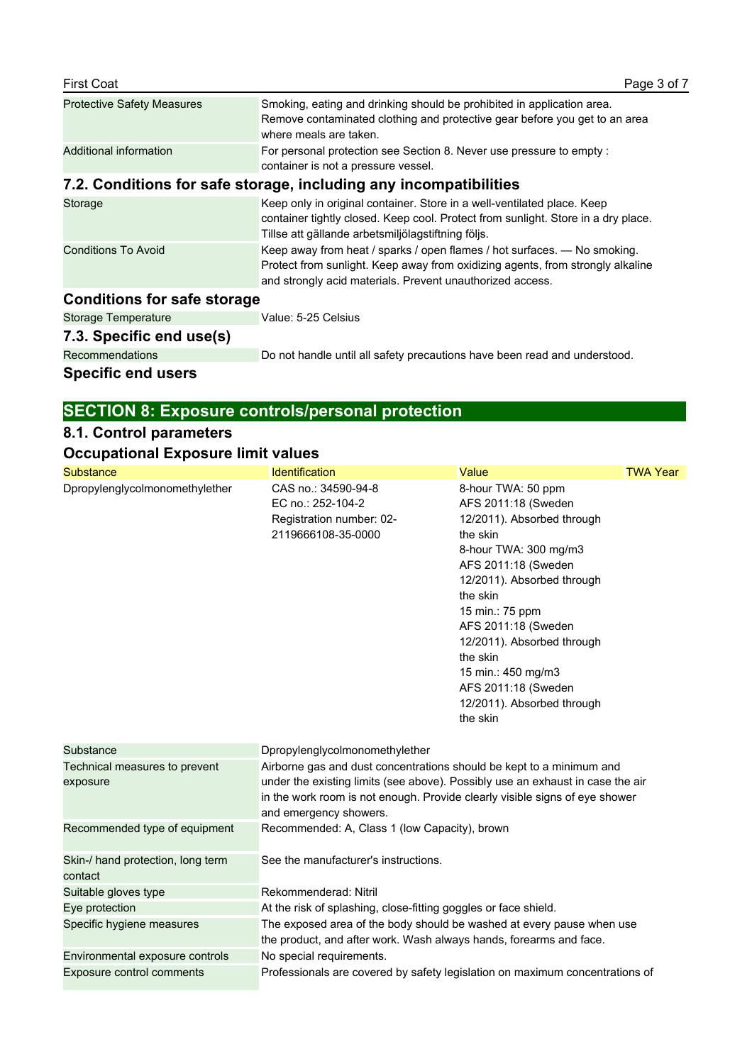| | |
|---|---|
| Protective Safety Measures | Smoking, eating and drinking should be prohibited in application area. Remove contaminated clothing and protective gear before you get to an area where meals are taken. |
| Additional information | For personal protection see Section 8. Never use pressure to empty : container is not a pressure vessel. |

### 7.2. Conditions for safe storage, including any incompatibilities

| | |
|---|---|
| Storage | Keep only in original container. Store in a well-ventilated place. Keep container tightly closed. Keep cool. Protect from sunlight. Store in a dry place. Tillse att gällande arbetsmiljölagstiftning följs. |
| Conditions To Avoid | Keep away from heat / sparks / open flames / hot surfaces. — No smoking. Protect from sunlight. Keep away from oxidizing agents, from strongly alkaline and strongly acid materials. Prevent unauthorized access. |

### Conditions for safe storage

| | |
|---|---|
| Storage Temperature | Value: 5-25 Celsius |

### 7.3. Specific end use(s)

| | |
|---|---|
| Recommendations | Do not handle until all safety precautions have been read and understood. |

### Specific end users

## SECTION 8: Exposure controls/personal protection

### 8.1. Control parameters

### Occupational Exposure limit values

| Substance | Identification | Value | TWA Year |
|---|---|---|---|
| Dpropylenglycolmonomethylether | CAS no.: 34590-94-8<br>EC no.: 252-104-2<br>Registration number: 02-2119666108-35-0000 | 8-hour TWA: 50 ppm<br>AFS 2011:18 (Sweden 12/2011). Absorbed through the skin<br>8-hour TWA: 300 mg/m3<br>AFS 2011:18 (Sweden 12/2011). Absorbed through the skin<br>15 min.: 75 ppm<br>AFS 2011:18 (Sweden 12/2011). Absorbed through the skin<br>15 min.: 450 mg/m3<br>AFS 2011:18 (Sweden 12/2011). Absorbed through the skin | |

| | |
|---|---|
| Substance | Dpropylenglycolmonomethylether |
| Technical measures to prevent exposure | Airborne gas and dust concentrations should be kept to a minimum and under the existing limits (see above). Possibly use an exhaust in case the air in the work room is not enough. Provide clearly visible signs of eye shower and emergency showers. |
| Recommended type of equipment | Recommended: A, Class 1 (low Capacity), brown |
| Skin-/ hand protection, long term contact | See the manufacturer's instructions. |
| Suitable gloves type | Rekommenderad: Nitril |
| Eye protection | At the risk of splashing, close-fitting goggles or face shield. |
| Specific hygiene measures | The exposed area of the body should be washed at every pause when use the product, and after work. Wash always hands, forearms and face. |
| Environmental exposure controls | No special requirements. |
| Exposure control comments | Professionals are covered by safety legislation on maximum concentrations of |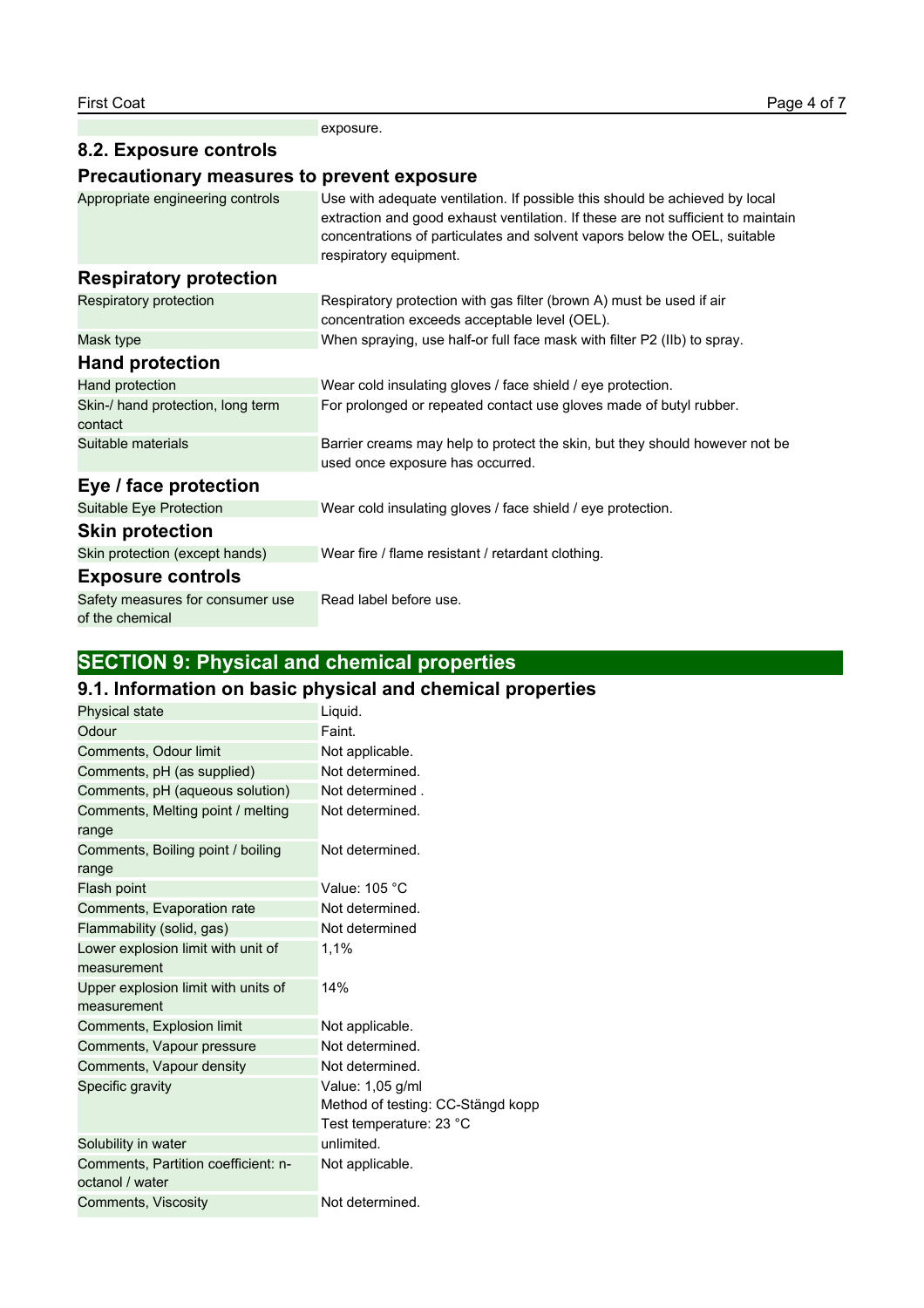| | |
|---|---|
| | exposure. |

## 8.2. Exposure controls

### Precautionary measures to prevent exposure

| | |
|---|---|
| Appropriate engineering controls | Use with adequate ventilation. If possible this should be achieved by local extraction and good exhaust ventilation. If these are not sufficient to maintain concentrations of particulates and solvent vapors below the OEL, suitable respiratory equipment. |

### Respiratory protection

| | |
|---|---|
| Respiratory protection | Respiratory protection with gas filter (brown A) must be used if air concentration exceeds acceptable level (OEL). |
| Mask type | When spraying, use half-or full face mask with filter P2 (IIb) to spray. |

### Hand protection

| | |
|---|---|
| Hand protection | Wear cold insulating gloves / face shield / eye protection. |
| Skin-/ hand protection, long term contact | For prolonged or repeated contact use gloves made of butyl rubber. |
| Suitable materials | Barrier creams may help to protect the skin, but they should however not be used once exposure has occurred. |

### Eye / face protection

| | |
|---|---|
| Suitable Eye Protection | Wear cold insulating gloves / face shield / eye protection. |

### Skin protection

| | |
|---|---|
| Skin protection (except hands) | Wear fire / flame resistant / retardant clothing. |

### Exposure controls

| | |
|---|---|
| Safety measures for consumer use of the chemical | Read label before use. |

# SECTION 9: Physical and chemical properties

## 9.1. Information on basic physical and chemical properties

| | |
|---|---|
| Physical state | Liquid. |
| Odour | Faint. |
| Comments, Odour limit | Not applicable. |
| Comments, pH (as supplied) | Not determined. |
| Comments, pH (aqueous solution) | Not determined . |
| Comments, Melting point / melting range | Not determined. |
| Comments, Boiling point / boiling range | Not determined. |
| Flash point | Value: 105 °C |
| Comments, Evaporation rate | Not determined. |
| Flammability (solid, gas) | Not determined |
| Lower explosion limit with unit of measurement | 1,1% |
| Upper explosion limit with units of measurement | 14% |
| Comments, Explosion limit | Not applicable. |
| Comments, Vapour pressure | Not determined. |
| Comments, Vapour density | Not determined. |
| Specific gravity | Value: 1,05 g/ml<br>Method of testing: CC-Stängd kopp<br>Test temperature: 23 °C |
| Solubility in water | unlimited. |
| Comments, Partition coefficient: n-octanol / water | Not applicable. |
| Comments, Viscosity | Not determined. |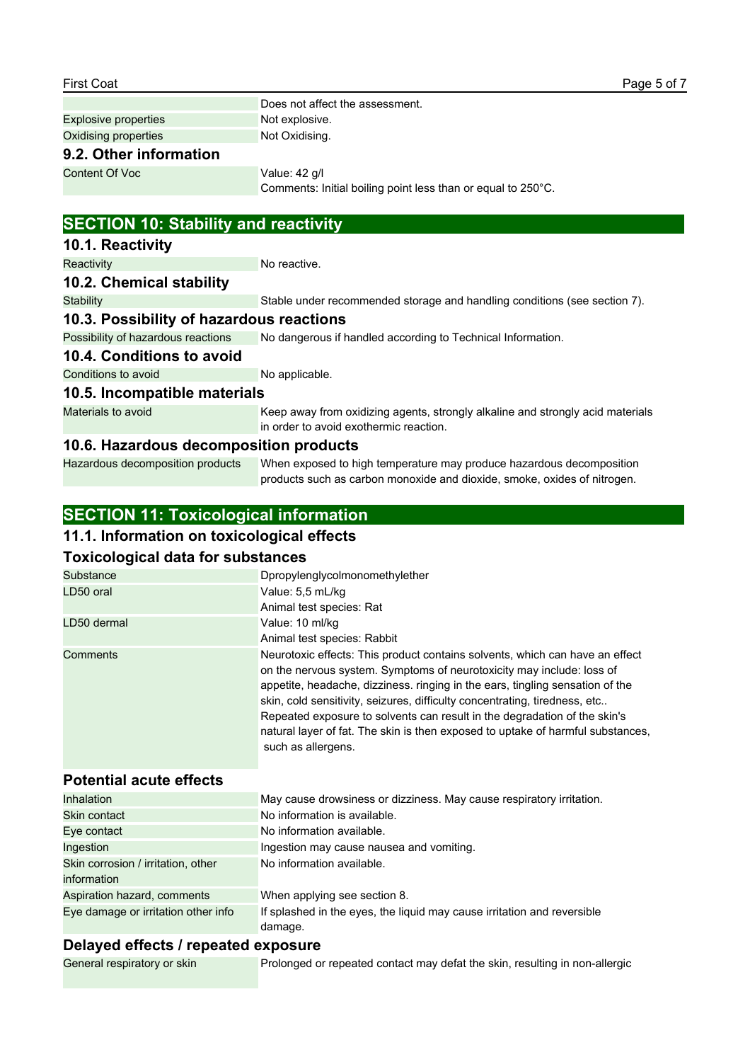| | |
|---|---|
| | Does not affect the assessment. |
| Explosive properties | Not explosive. |
| Oxidising properties | Not Oxidising. |

### 9.2. Other information

| | |
|---|---|
| Content Of Voc | Value: 42 g/l<br>Comments: Initial boiling point less than or equal to 250°C. |

## SECTION 10: Stability and reactivity

### 10.1. Reactivity

| | |
|---|---|
| Reactivity | No reactive. |

### 10.2. Chemical stability

| | |
|---|---|
| Stability | Stable under recommended storage and handling conditions (see section 7). |

### 10.3. Possibility of hazardous reactions

| | |
|---|---|
| Possibility of hazardous reactions | No dangerous if handled according to Technical Information. |

### 10.4. Conditions to avoid

| | |
|---|---|
| Conditions to avoid | No applicable. |

### 10.5. Incompatible materials

| | |
|---|---|
| Materials to avoid | Keep away from oxidizing agents, strongly alkaline and strongly acid materials in order to avoid exothermic reaction. |

### 10.6. Hazardous decomposition products

| | |
|---|---|
| Hazardous decomposition products | When exposed to high temperature may produce hazardous decomposition products such as carbon monoxide and dioxide, smoke, oxides of nitrogen. |

## SECTION 11: Toxicological information

### 11.1. Information on toxicological effects

### Toxicological data for substances

| | |
|---|---|
| Substance | Dpropylenglycolmonomethylether |
| LD50 oral | Value: 5,5 mL/kg<br>Animal test species: Rat |
| LD50 dermal | Value: 10 ml/kg<br>Animal test species: Rabbit |
| Comments | Neurotoxic effects: This product contains solvents, which can have an effect on the nervous system. Symptoms of neurotoxicity may include: loss of appetite, headache, dizziness. ringing in the ears, tingling sensation of the skin, cold sensitivity, seizures, difficulty concentrating, tiredness, etc.. Repeated exposure to solvents can result in the degradation of the skin's natural layer of fat. The skin is then exposed to uptake of harmful substances, such as allergens. |

### Potential acute effects

| | |
|---|---|
| Inhalation | May cause drowsiness or dizziness. May cause respiratory irritation. |
| Skin contact | No information is available. |
| Eye contact | No information available. |
| Ingestion | Ingestion may cause nausea and vomiting. |
| Skin corrosion / irritation, other information | No information available. |
| Aspiration hazard, comments | When applying see section 8. |
| Eye damage or irritation other info | If splashed in the eyes, the liquid may cause irritation and reversible damage. |

### Delayed effects / repeated exposure

| | |
|---|---|
| General respiratory or skin | Prolonged or repeated contact may defat the skin, resulting in non-allergic |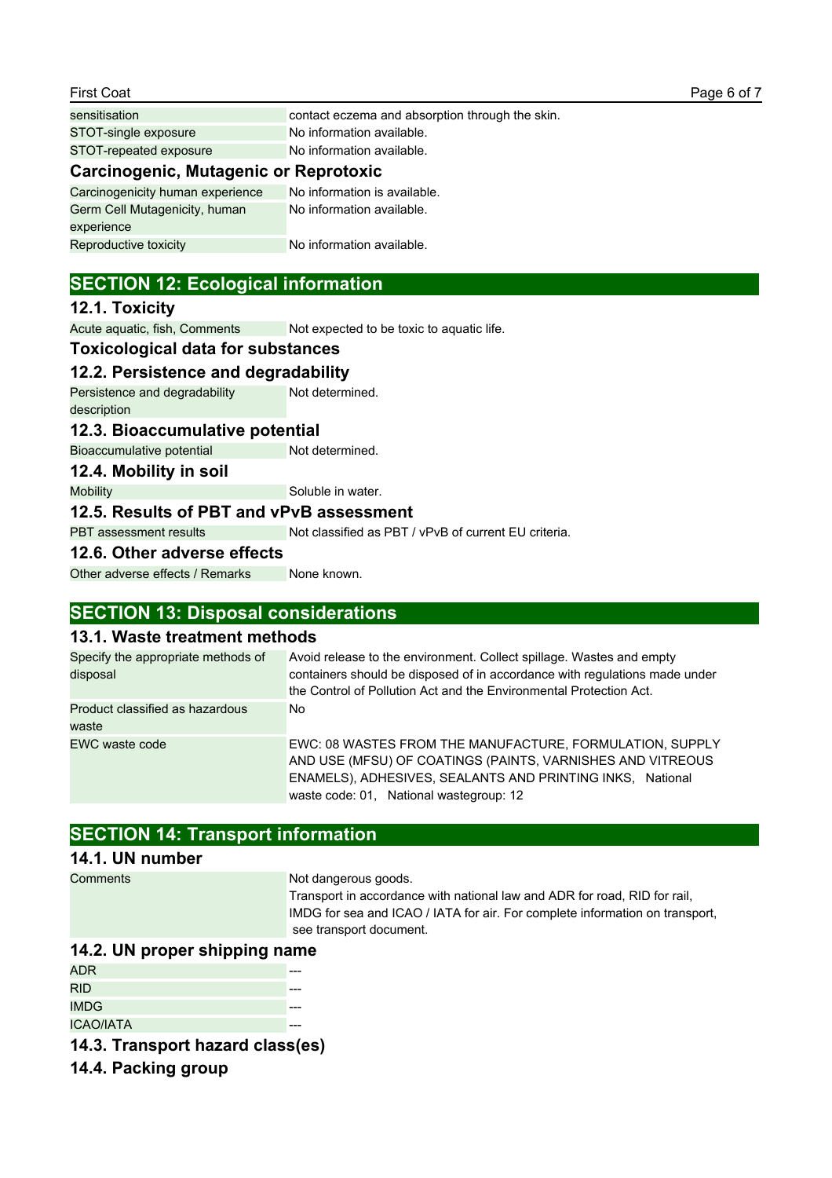| | |
|---|---|
| sensitisation | contact eczema and absorption through the skin. |
| STOT-single exposure | No information available. |
| STOT-repeated exposure | No information available. |

### Carcinogenic, Mutagenic or Reprotoxic

| | |
|---|---|
| Carcinogenicity human experience | No information is available. |
| Germ Cell Mutagenicity, human experience | No information available. |
| Reproductive toxicity | No information available. |

## SECTION 12: Ecological information

### 12.1. Toxicity

| | |
|---|---|
| Acute aquatic, fish, Comments | Not expected to be toxic to aquatic life. |

### Toxicological data for substances

### 12.2. Persistence and degradability

| | |
|---|---|
| Persistence and degradability description | Not determined. |

### 12.3. Bioaccumulative potential

| | |
|---|---|
| Bioaccumulative potential | Not determined. |

### 12.4. Mobility in soil

| | |
|---|---|
| Mobility | Soluble in water. |

### 12.5. Results of PBT and vPvB assessment

| | |
|---|---|
| PBT assessment results | Not classified as PBT / vPvB of current EU criteria. |

### 12.6. Other adverse effects

| | |
|---|---|
| Other adverse effects / Remarks | None known. |

## SECTION 13: Disposal considerations

### 13.1. Waste treatment methods

| | |
|---|---|
| Specify the appropriate methods of disposal | Avoid release to the environment. Collect spillage. Wastes and empty containers should be disposed of in accordance with regulations made under the Control of Pollution Act and the Environmental Protection Act. |
| Product classified as hazardous waste | No |
| EWC waste code | EWC: 08 WASTES FROM THE MANUFACTURE, FORMULATION, SUPPLY AND USE (MFSU) OF COATINGS (PAINTS, VARNISHES AND VITREOUS ENAMELS), ADHESIVES, SEALANTS AND PRINTING INKS, National waste code: 01, National wastegroup: 12 |

## SECTION 14: Transport information

### 14.1. UN number

| | |
|---|---|
| Comments | Not dangerous goods. Transport in accordance with national law and ADR for road, RID for rail, IMDG for sea and ICAO / IATA for air. For complete information on transport, see transport document. |

### 14.2. UN proper shipping name

| | |
|---|---|
| ADR | --- |
| RID | --- |
| IMDG | --- |
| ICAO/IATA | --- |

### 14.3. Transport hazard class(es)

### 14.4. Packing group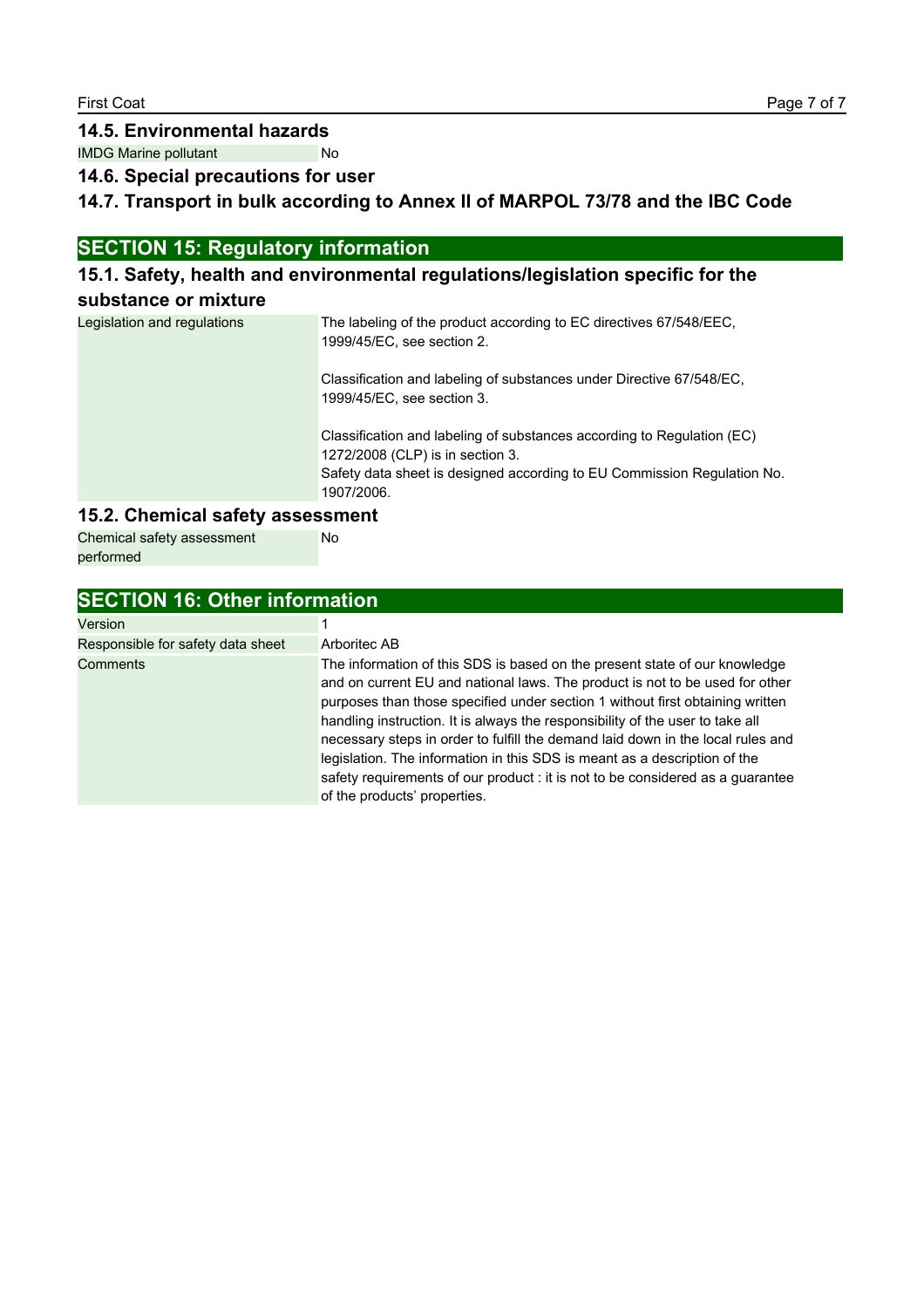### 14.5. Environmental hazards

| | |
|---|---|
| IMDG Marine pollutant | No |

### 14.6. Special precautions for user

### 14.7. Transport in bulk according to Annex II of MARPOL 73/78 and the IBC Code

## SECTION 15: Regulatory information

### 15.1. Safety, health and environmental regulations/legislation specific for the substance or mixture

| | |
|---|---|
| Legislation and regulations | The labeling of the product according to EC directives 67/548/EEC, 1999/45/EC, see section 2.<br><br>Classification and labeling of substances under Directive 67/548/EC, 1999/45/EC, see section 3.<br><br>Classification and labeling of substances according to Regulation (EC) 1272/2008 (CLP) is in section 3.<br>Safety data sheet is designed according to EU Commission Regulation No. 1907/2006. |

### 15.2. Chemical safety assessment

| | |
|---|---|
| Chemical safety assessment performed | No |

## SECTION 16: Other information

| | |
|---|---|
| Version | 1 |
| Responsible for safety data sheet | Arboritec AB |
| Comments | The information of this SDS is based on the present state of our knowledge and on current EU and national laws. The product is not to be used for other purposes than those specified under section 1 without first obtaining written handling instruction. It is always the responsibility of the user to take all necessary steps in order to fulfill the demand laid down in the local rules and legislation. The information in this SDS is meant as a description of the safety requirements of our product : it is not to be considered as a guarantee of the products' properties. |